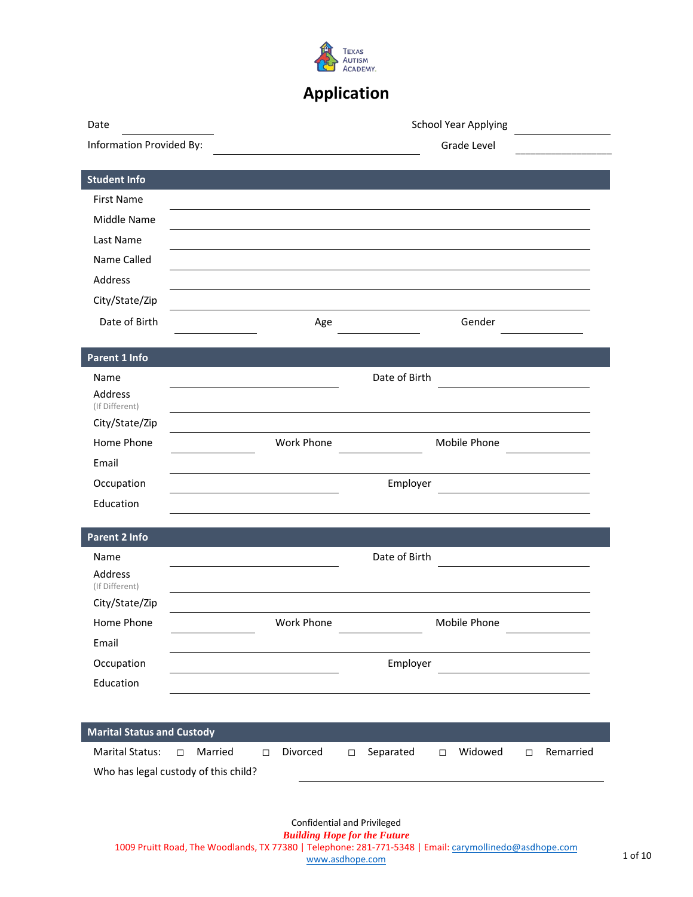Texas Autism Academy

# Application

Date \_\_\_\_\_\_\_\_\_\_ School Year Applying \_\_\_\_\_\_\_\_\_\_

Information Provided By: \_\_\_\_\_\_\_\_\_\_ Grade Level \_\_\_\_\_\_\_\_\_\_

## Student Info

First Name \_\_\_\_\_\_\_\_\_\_

Middle Name \_\_\_\_\_\_\_\_\_\_

Last Name \_\_\_\_\_\_\_\_\_\_

Name Called \_\_\_\_\_\_\_\_\_\_

Address \_\_\_\_\_\_\_\_\_\_

City/State/Zip \_\_\_\_\_\_\_\_\_\_

Date of Birth \_\_\_\_\_\_\_\_\_\_ Age \_\_\_\_\_\_\_\_\_\_ Gender \_\_\_\_\_\_\_\_\_\_

## Parent 1 Info

Name \_\_\_\_\_\_\_\_\_\_ Date of Birth \_\_\_\_\_\_\_\_\_\_

Address (If Different) \_\_\_\_\_\_\_\_\_\_

City/State/Zip \_\_\_\_\_\_\_\_\_\_

Home Phone \_\_\_\_\_\_\_\_\_\_ Work Phone \_\_\_\_\_\_\_\_\_\_ Mobile Phone \_\_\_\_\_\_\_\_\_\_

Email \_\_\_\_\_\_\_\_\_\_

Occupation \_\_\_\_\_\_\_\_\_\_ Employer \_\_\_\_\_\_\_\_\_\_

Education \_\_\_\_\_\_\_\_\_\_

## Parent 2 Info

Name \_\_\_\_\_\_\_\_\_\_ Date of Birth \_\_\_\_\_\_\_\_\_\_

Address (If Different) \_\_\_\_\_\_\_\_\_\_

City/State/Zip \_\_\_\_\_\_\_\_\_\_

Home Phone \_\_\_\_\_\_\_\_\_\_ Work Phone \_\_\_\_\_\_\_\_\_\_ Mobile Phone \_\_\_\_\_\_\_\_\_\_

Email \_\_\_\_\_\_\_\_\_\_

Occupation \_\_\_\_\_\_\_\_\_\_ Employer \_\_\_\_\_\_\_\_\_\_

Education \_\_\_\_\_\_\_\_\_\_

## Marital Status and Custody

Marital Status: ☐ Married ☐ Divorced ☐ Separated ☐ Widowed ☐ Remarried

Who has legal custody of this child? \_\_\_\_\_\_\_\_\_\_

Confidential and Privileged

***Building Hope for the Future***

1009 Pruitt Road, The Woodlands, TX 77380 | Telephone: 281-771-5348 | Email: carymollinedo@asdhope.com

www.asdhope.com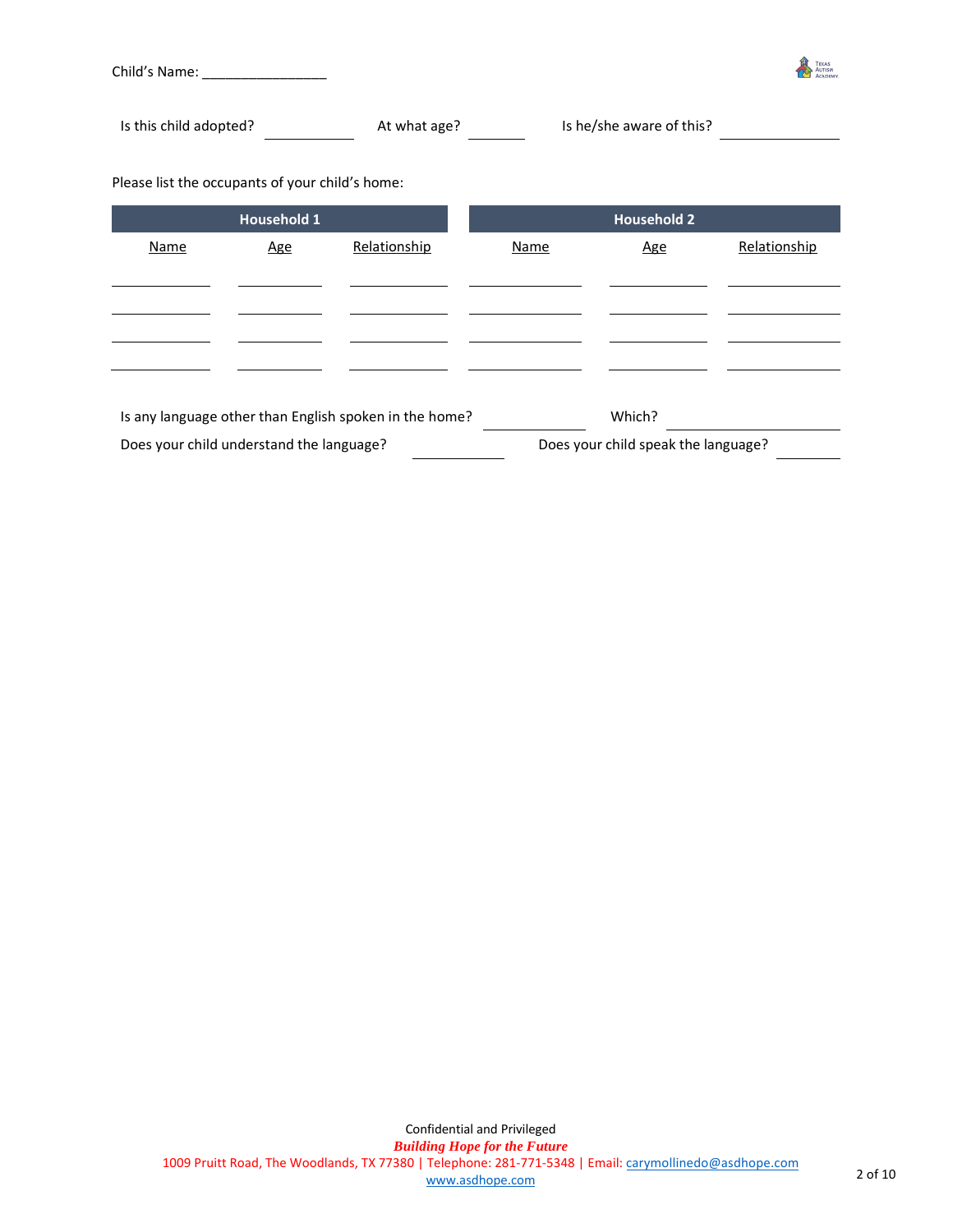Child's Name: ________________

Is this child adopted? ____________ At what age? ________ Is he/she aware of this? ______________

Please list the occupants of your child's home:

| Household 1 | | | Household 2 | | |
|---|---|---|---|---|---|
| Name | Age | Relationship | Name | Age | Relationship |
| | | | | | |
| | | | | | |
| | | | | | |
| | | | | | |

Is any language other than English spoken in the home? ____________ Which? ______________

Does your child understand the language? ____________ Does your child speak the language? ________

Confidential and Privileged

***Building Hope for the Future***

1009 Pruitt Road, The Woodlands, TX 77380 | Telephone: 281-771-5348 | Email: carymollinedo@asdhope.com

www.asdhope.com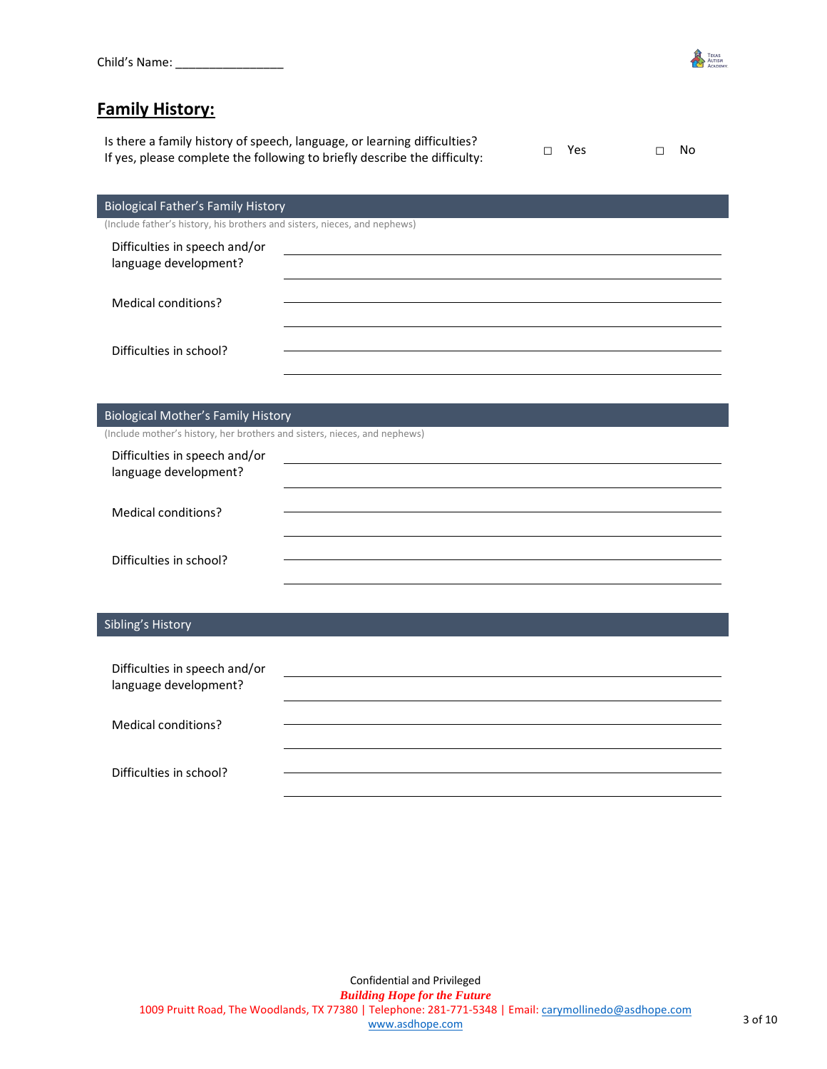Child's Name: ________________

## Family History:

Is there a family history of speech, language, or learning difficulties?
If yes, please complete the following to briefly describe the difficulty:

☐ Yes ☐ No

### Biological Father's Family History

(Include father's history, his brothers and sisters, nieces, and nephews)

Difficulties in speech and/or language development? ________________________________________

________________________________________

Medical conditions? ________________________________________

________________________________________

Difficulties in school? ________________________________________

________________________________________

### Biological Mother's Family History

(Include mother's history, her brothers and sisters, nieces, and nephews)

Difficulties in speech and/or language development? ________________________________________

________________________________________

Medical conditions? ________________________________________

________________________________________

Difficulties in school? ________________________________________

________________________________________

### Sibling's History

Difficulties in speech and/or language development? ________________________________________

________________________________________

Medical conditions? ________________________________________

________________________________________

Difficulties in school? ________________________________________

________________________________________

Confidential and Privileged

***Building Hope for the Future***

1009 Pruitt Road, The Woodlands, TX 77380 | Telephone: 281-771-5348 | Email: carymollinedo@asdhope.com
www.asdhope.com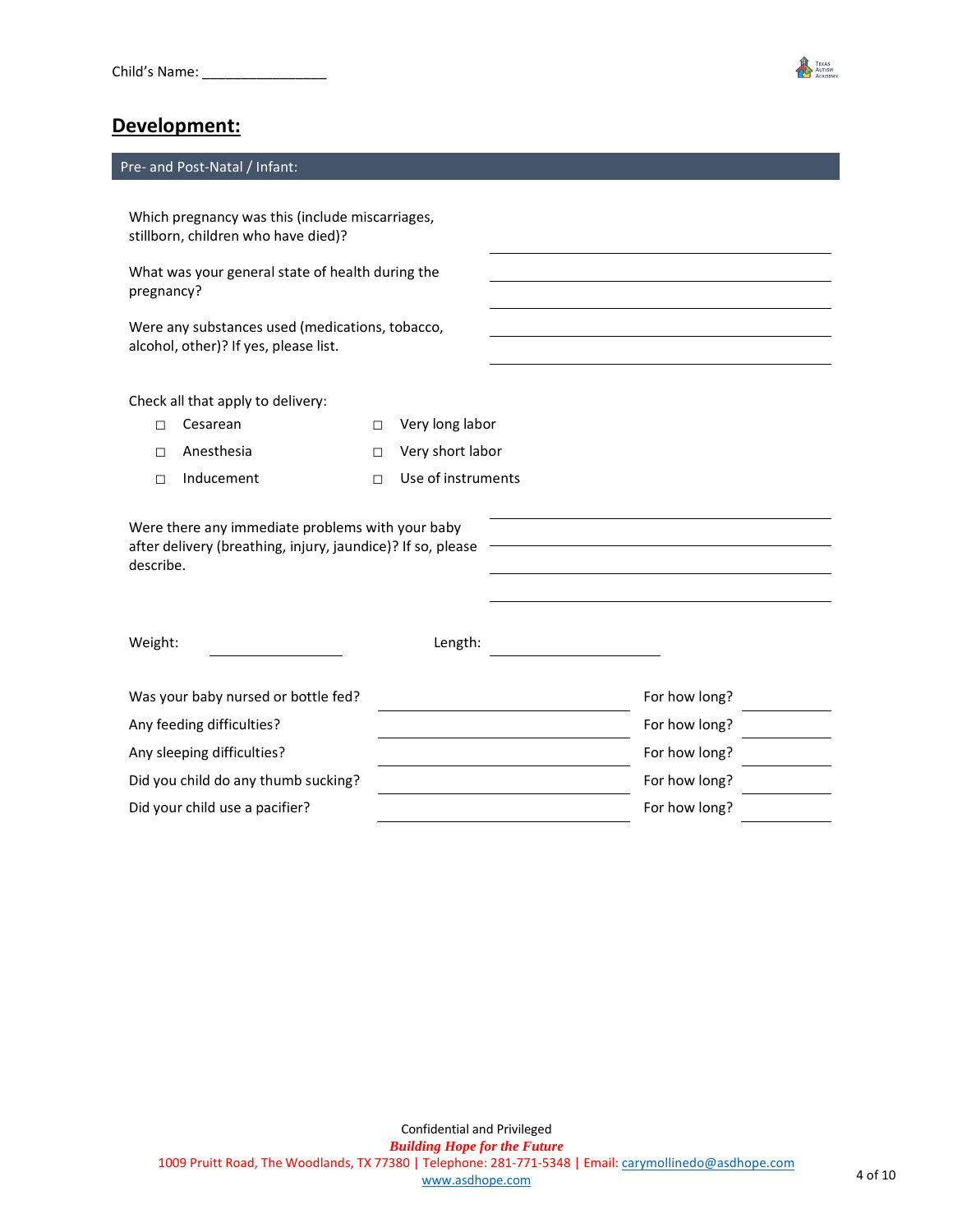Child's Name: ________________

## Development:

### Pre- and Post-Natal / Infant:

Which pregnancy was this (include miscarriages, stillborn, children who have died)? ____________________

What was your general state of health during the pregnancy? ____________________

Were any substances used (medications, tobacco, alcohol, other)? If yes, please list. ____________________

Check all that apply to delivery:

- ☐ Cesarean
- ☐ Anesthesia
- ☐ Inducement
- ☐ Very long labor
- ☐ Very short labor
- ☐ Use of instruments

Were there any immediate problems with your baby after delivery (breathing, injury, jaundice)? If so, please describe. ____________________

Weight: ____________ Length: ____________

Was your baby nursed or bottle fed? ____________ For how long? ________

Any feeding difficulties? ____________ For how long? ________

Any sleeping difficulties? ____________ For how long? ________

Did you child do any thumb sucking? ____________ For how long? ________

Did your child use a pacifier? ____________ For how long? ________

Confidential and Privileged

***Building Hope for the Future***

1009 Pruitt Road, The Woodlands, TX 77380 | Telephone: 281-771-5348 | Email: carymollinedo@asdhope.com

www.asdhope.com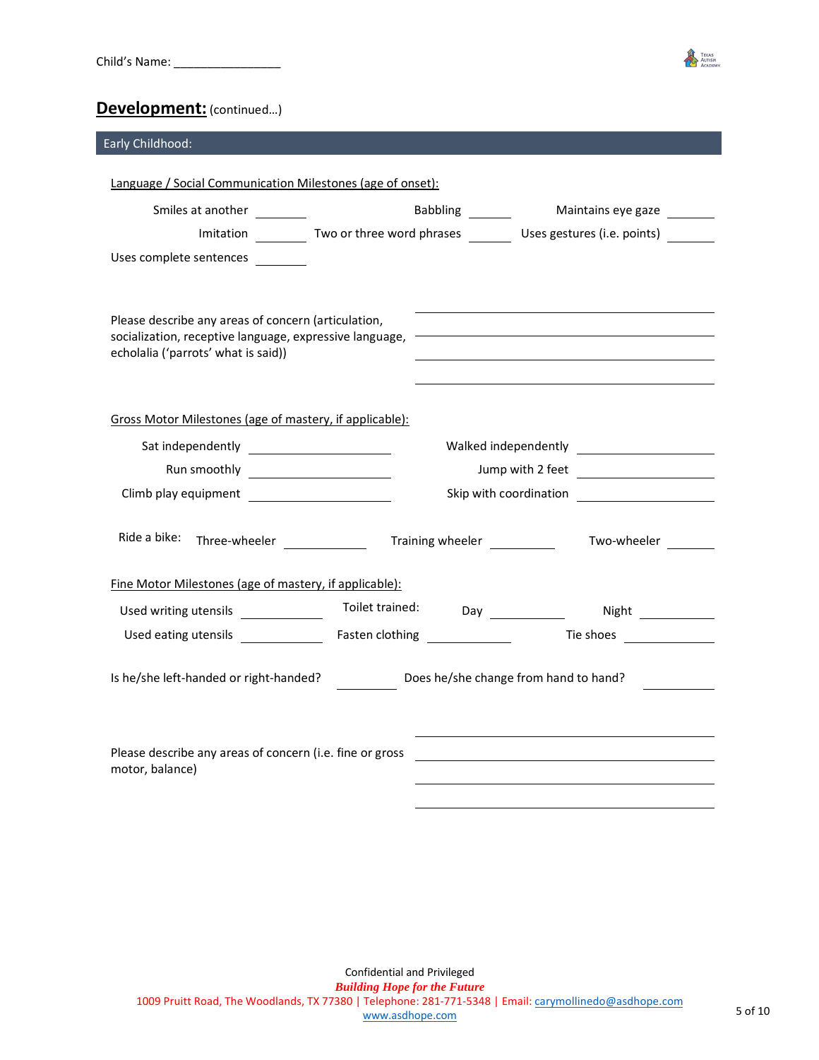Child's Name: ________________

## Development: (continued…)

### Early Childhood:

Language / Social Communication Milestones (age of onset):

Smiles at another ________ Babbling ______ Maintains eye gaze _______

Imitation ________ Two or three word phrases ______ Uses gestures (i.e. points) _______

Uses complete sentences ________

Please describe any areas of concern (articulation, socialization, receptive language, expressive language, echolalia ('parrots' what is said))

________________________________________

________________________________________

________________________________________

________________________________________

Gross Motor Milestones (age of mastery, if applicable):

Sat independently ____________________ Walked independently __________________

Run smoothly ____________________ Jump with 2 feet __________________

Climb play equipment ____________________ Skip with coordination __________________

Ride a bike: Three-wheeler ___________ Training wheeler _________ Two-wheeler _______

Fine Motor Milestones (age of mastery, if applicable):

Used writing utensils ___________ Toilet trained: Day __________ Night __________

Used eating utensils ___________ Fasten clothing ___________ Tie shoes ___________

Is he/she left-handed or right-handed? ________ Does he/she change from hand to hand? _________

Please describe any areas of concern (i.e. fine or gross motor, balance)

________________________________________

________________________________________

________________________________________

________________________________________

Confidential and Privileged

***Building Hope for the Future***

1009 Pruitt Road, The Woodlands, TX 77380 | Telephone: 281-771-5348 | Email: carymollinedo@asdhope.com

www.asdhope.com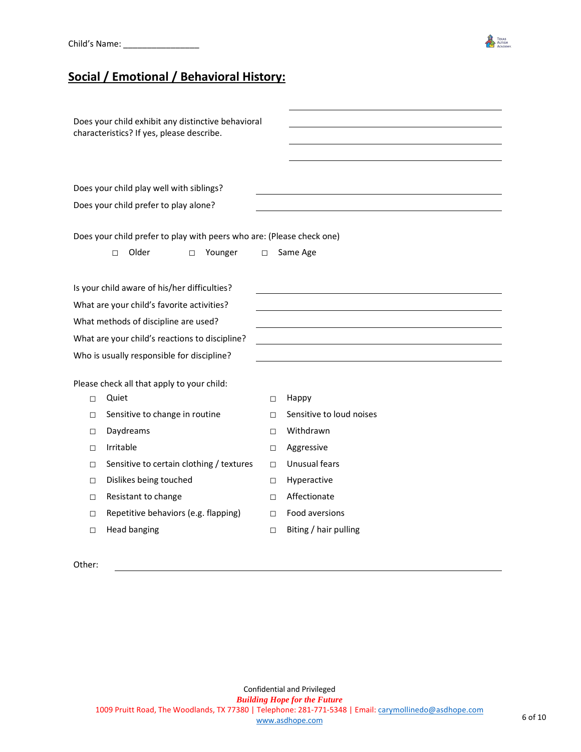Child's Name: ________________

## Social / Emotional / Behavioral History:

Does your child exhibit any distinctive behavioral characteristics? If yes, please describe. ________________________________________________

________________________________________________

________________________________________________

________________________________________________

Does your child play well with siblings? ________________________________________________

Does your child prefer to play alone? ________________________________________________

Does your child prefer to play with peers who are: (Please check one)

□ Older □ Younger □ Same Age

Is your child aware of his/her difficulties? ________________________________________________

What are your child's favorite activities? ________________________________________________

What methods of discipline are used? ________________________________________________

What are your child's reactions to discipline? ________________________________________________

Who is usually responsible for discipline? ________________________________________________

Please check all that apply to your child:

- □ Quiet
- □ Sensitive to change in routine
- □ Daydreams
- □ Irritable
- □ Sensitive to certain clothing / textures
- □ Dislikes being touched
- □ Resistant to change
- □ Repetitive behaviors (e.g. flapping)
- □ Head banging
- □ Happy
- □ Sensitive to loud noises
- □ Withdrawn
- □ Aggressive
- □ Unusual fears
- □ Hyperactive
- □ Affectionate
- □ Food aversions
- □ Biting / hair pulling

Other: ________________________________________________

Confidential and Privileged

***Building Hope for the Future***

1009 Pruitt Road, The Woodlands, TX 77380 | Telephone: 281-771-5348 | Email: carymollinedo@asdhope.com

www.asdhope.com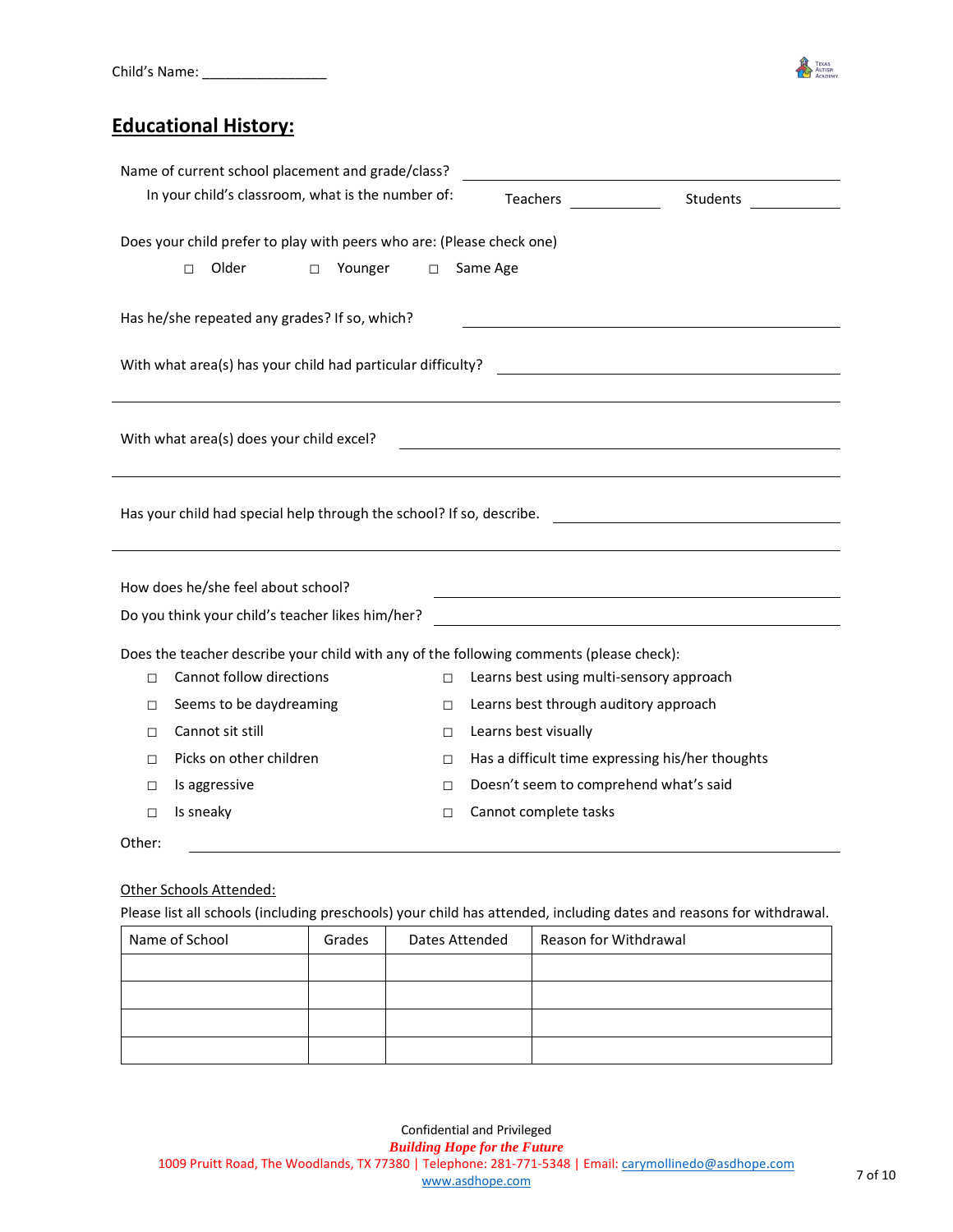Child's Name: ________________

## Educational History:

Name of current school placement and grade/class? ______________________________

In your child's classroom, what is the number of: Teachers __________ Students __________

Does your child prefer to play with peers who are: (Please check one)

□ Older □ Younger □ Same Age

Has he/she repeated any grades? If so, which? ______________________________

With what area(s) has your child had particular difficulty? ______________________________

______________________________________________________________________

With what area(s) does your child excel? ______________________________

______________________________________________________________________

Has your child had special help through the school? If so, describe. ______________________________

______________________________________________________________________

How does he/she feel about school? ______________________________

Do you think your child's teacher likes him/her? ______________________________

Does the teacher describe your child with any of the following comments (please check):

- □ Cannot follow directions
- □ Seems to be daydreaming
- □ Cannot sit still
- □ Picks on other children
- □ Is aggressive
- □ Is sneaky
- □ Learns best using multi-sensory approach
- □ Learns best through auditory approach
- □ Learns best visually
- □ Has a difficult time expressing his/her thoughts
- □ Doesn't seem to comprehend what's said
- □ Cannot complete tasks

Other: ______________________________________________________________________

Other Schools Attended:

Please list all schools (including preschools) your child has attended, including dates and reasons for withdrawal.

| Name of School | Grades | Dates Attended | Reason for Withdrawal |
|---|---|---|---|
| | | | |
| | | | |
| | | | |
| | | | |

Confidential and Privileged

***Building Hope for the Future***

1009 Pruitt Road, The Woodlands, TX 77380 | Telephone: 281-771-5348 | Email: carymollinedo@asdhope.com

www.asdhope.com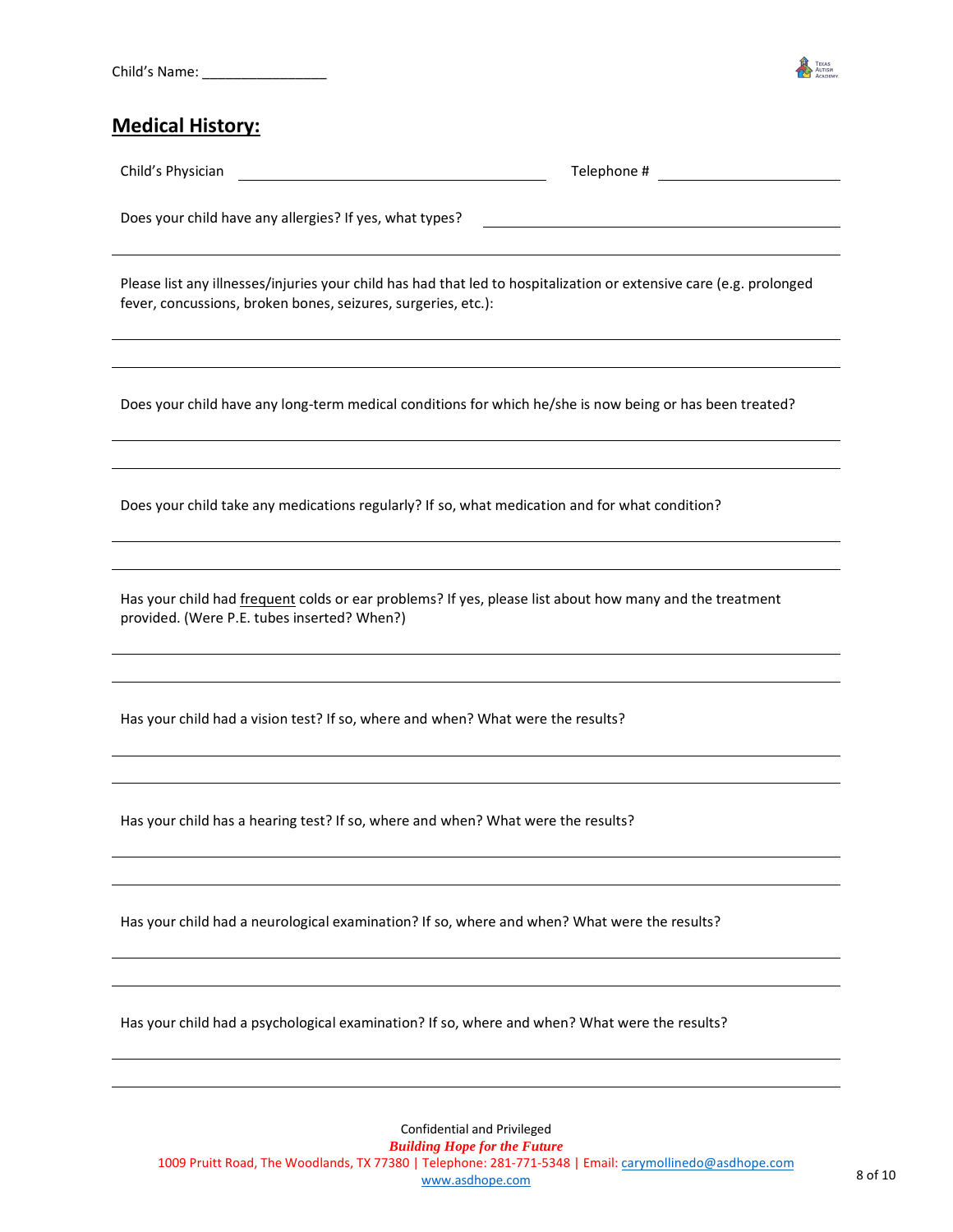Child's Name: ________________

## **Medical History:**

Child's Physician ______________________________ Telephone # __________________

Does your child have any allergies? If yes, what types? ______________________________

______________________________________________________________________

Please list any illnesses/injuries your child has had that led to hospitalization or extensive care (e.g. prolonged fever, concussions, broken bones, seizures, surgeries, etc.):

______________________________________________________________________

______________________________________________________________________

Does your child have any long-term medical conditions for which he/she is now being or has been treated?

______________________________________________________________________

______________________________________________________________________

Does your child take any medications regularly? If so, what medication and for what condition?

______________________________________________________________________

______________________________________________________________________

Has your child had frequent colds or ear problems? If yes, please list about how many and the treatment provided. (Were P.E. tubes inserted? When?)

______________________________________________________________________

______________________________________________________________________

Has your child had a vision test? If so, where and when? What were the results?

______________________________________________________________________

______________________________________________________________________

Has your child has a hearing test? If so, where and when? What were the results?

______________________________________________________________________

______________________________________________________________________

Has your child had a neurological examination? If so, where and when? What were the results?

______________________________________________________________________

______________________________________________________________________

Has your child had a psychological examination? If so, where and when? What were the results?

______________________________________________________________________

______________________________________________________________________

Confidential and Privileged

***Building Hope for the Future***

1009 Pruitt Road, The Woodlands, TX 77380 | Telephone: 281-771-5348 | Email: carymollinedo@asdhope.com

www.asdhope.com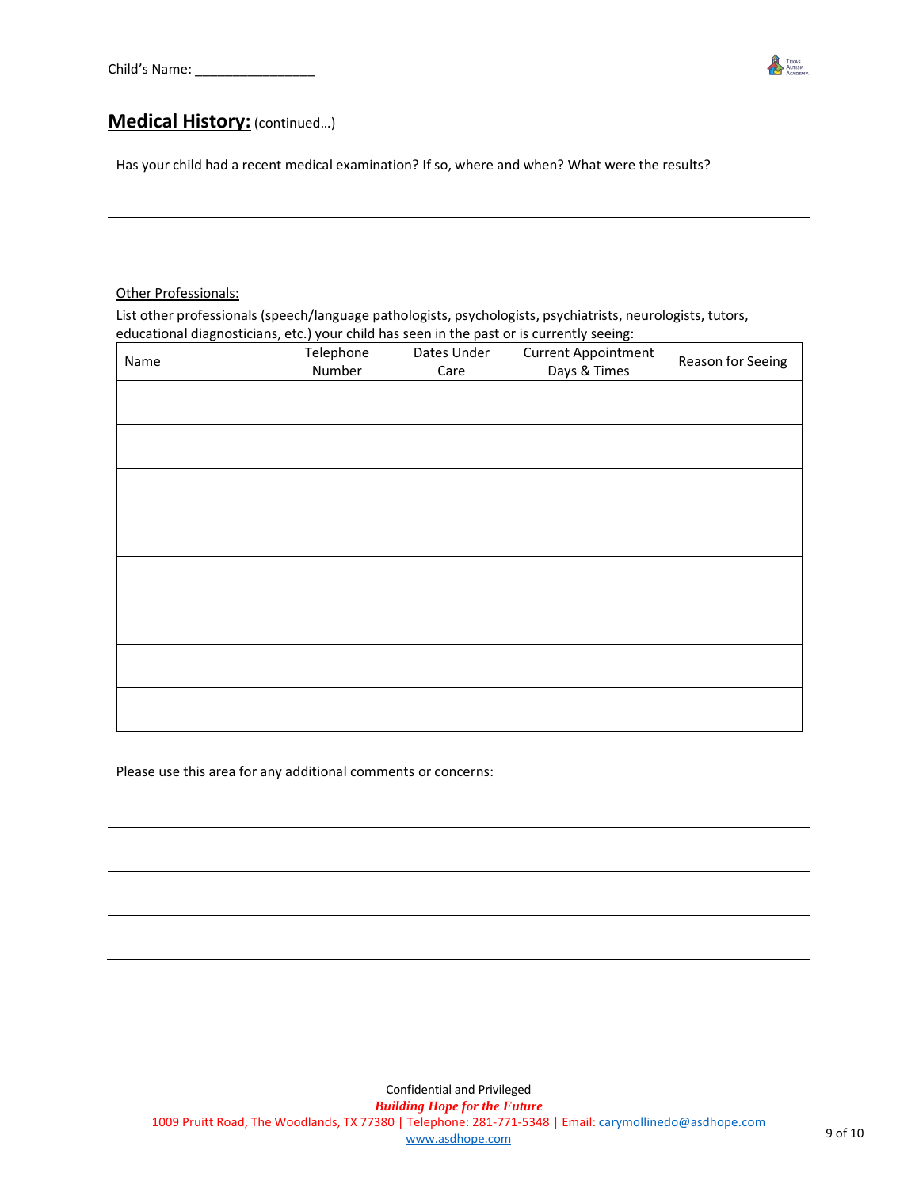Child's Name: ________________

## Medical History: (continued…)

Has your child had a recent medical examination? If so, where and when? What were the results?

___

___

Other Professionals:

List other professionals (speech/language pathologists, psychologists, psychiatrists, neurologists, tutors, educational diagnosticians, etc.) your child has seen in the past or is currently seeing:

| Name | Telephone Number | Dates Under Care | Current Appointment Days & Times | Reason for Seeing |
|---|---|---|---|---|
| | | | | |
| | | | | |
| | | | | |
| | | | | |
| | | | | |
| | | | | |
| | | | | |
| | | | | |

Please use this area for any additional comments or concerns:

___

___

___

___

Confidential and Privileged

***Building Hope for the Future***

1009 Pruitt Road, The Woodlands, TX 77380 | Telephone: 281-771-5348 | Email: carymollinedo@asdhope.com

www.asdhope.com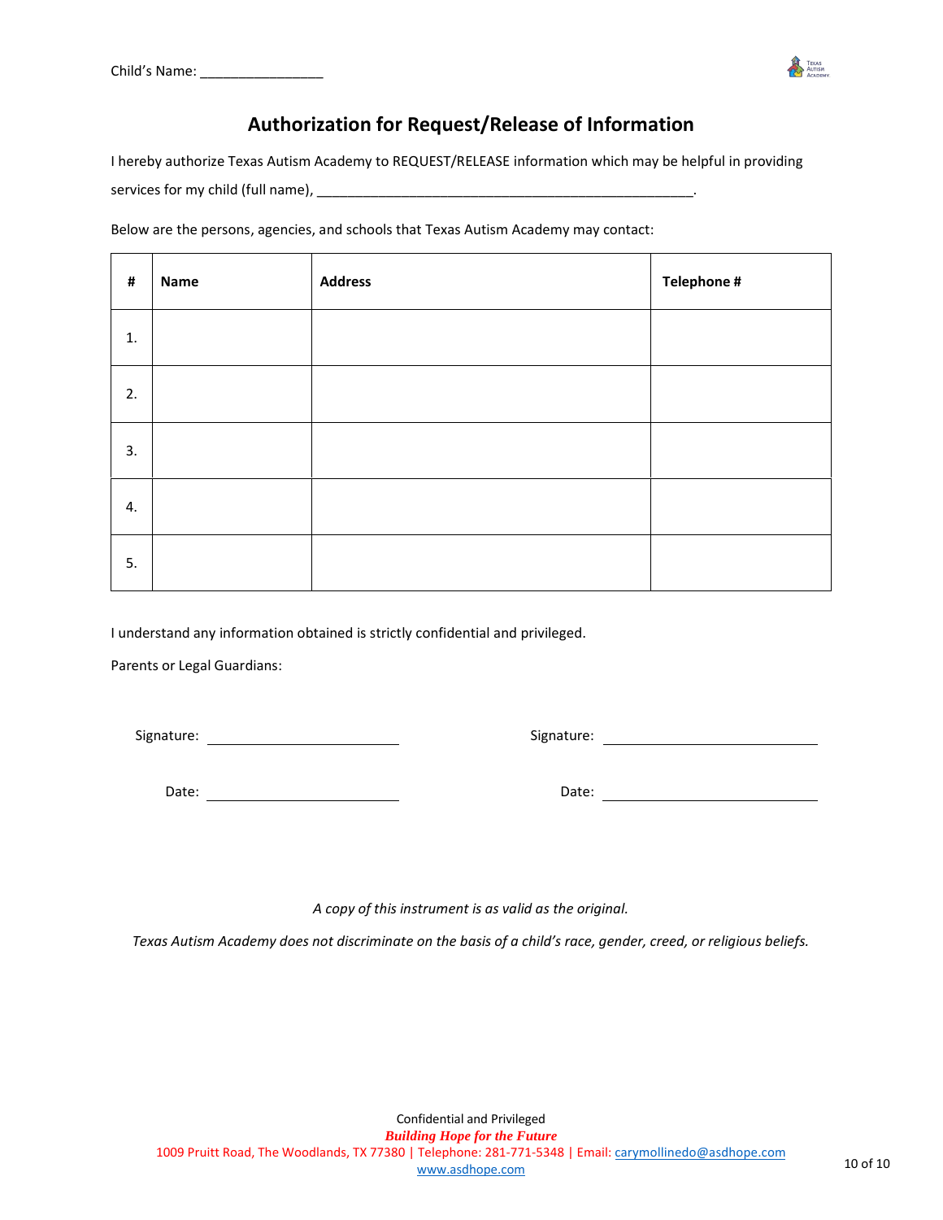Child's Name: ________________

# Authorization for Request/Release of Information

I hereby authorize Texas Autism Academy to REQUEST/RELEASE information which may be helpful in providing services for my child (full name), __________________________________________________.

Below are the persons, agencies, and schools that Texas Autism Academy may contact:

| # | Name | Address | Telephone # |
|---|---|---|---|
| 1. | | | |
| 2. | | | |
| 3. | | | |
| 4. | | | |
| 5. | | | |

I understand any information obtained is strictly confidential and privileged.

Parents or Legal Guardians:

Signature: ________________________ Signature: ________________________

Date: ________________________ Date: ________________________

*A copy of this instrument is as valid as the original.*

*Texas Autism Academy does not discriminate on the basis of a child's race, gender, creed, or religious beliefs.*

Confidential and Privileged

***Building Hope for the Future***

1009 Pruitt Road, The Woodlands, TX 77380 | Telephone: 281-771-5348 | Email: carymollinedo@asdhope.com

www.asdhope.com